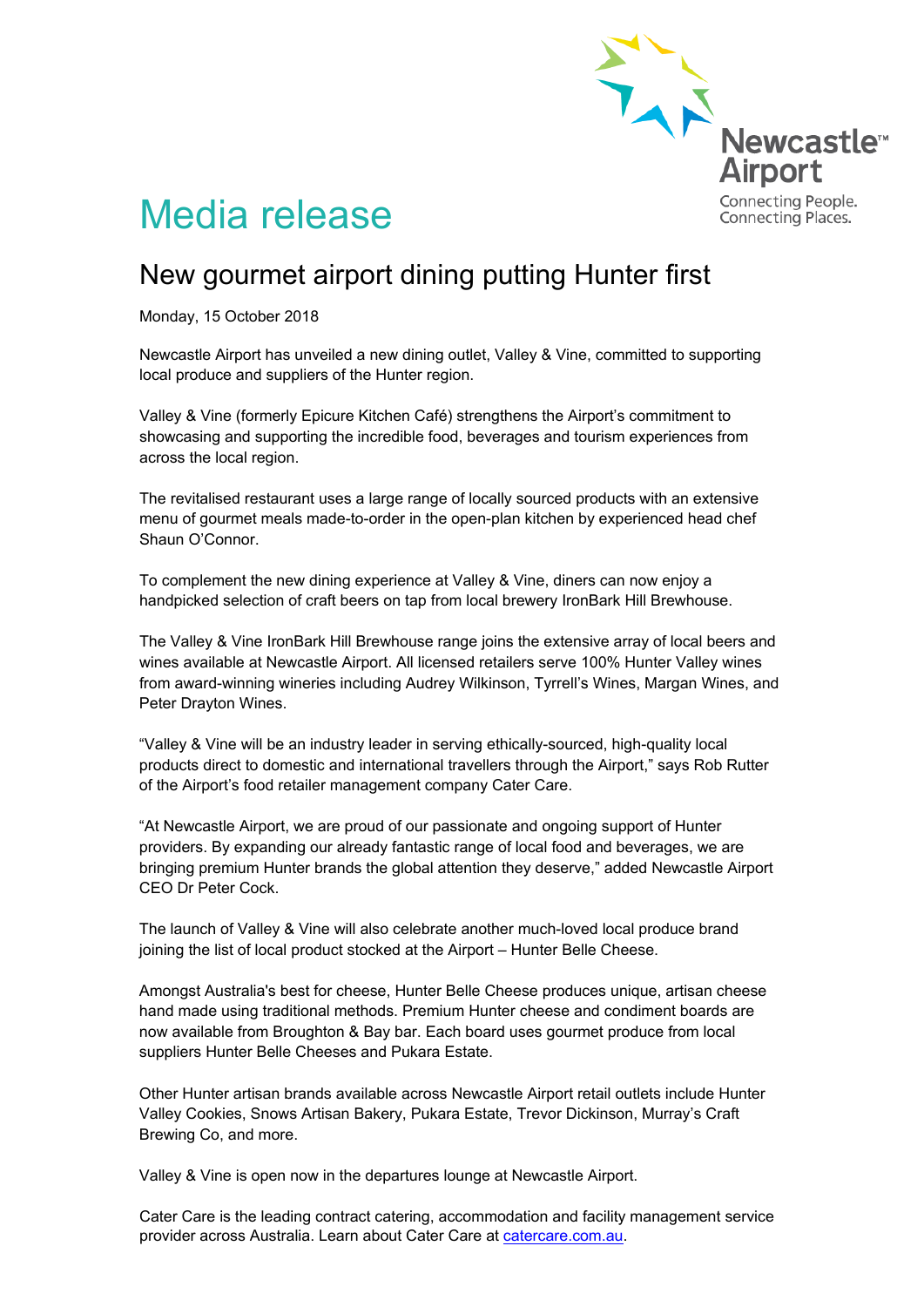# Media release

## New gourmet airport dining putting Hunter first

Monday, 15 October 2018

Newcastle Airport has unveiled a new dining outlet, Valley & Vine, committed to supporting local produce and suppliers of the Hunter region.

Valley & Vine (formerly Epicure Kitchen Café) strengthens the Airport's commitment to showcasing and supporting the incredible food, beverages and tourism experiences from across the local region.

The revitalised restaurant uses a large range of locally sourced products with an extensive menu of gourmet meals made-to-order in the open-plan kitchen by experienced head chef Shaun O'Connor.

To complement the new dining experience at Valley & Vine, diners can now enjoy a handpicked selection of craft beers on tap from local brewery IronBark Hill Brewhouse.

The Valley & Vine IronBark Hill Brewhouse range joins the extensive array of local beers and wines available at Newcastle Airport. All licensed retailers serve 100% Hunter Valley wines from award-winning wineries including Audrey Wilkinson, Tyrrell's Wines, Margan Wines, and Peter Drayton Wines.

"Valley & Vine will be an industry leader in serving ethically-sourced, high-quality local products direct to domestic and international travellers through the Airport," says Rob Rutter of the Airport's food retailer management company Cater Care.

"At Newcastle Airport, we are proud of our passionate and ongoing support of Hunter providers. By expanding our already fantastic range of local food and beverages, we are bringing premium Hunter brands the global attention they deserve," added Newcastle Airport CEO Dr Peter Cock.

The launch of Valley & Vine will also celebrate another much-loved local produce brand joining the list of local product stocked at the Airport – Hunter Belle Cheese.

Amongst Australia's best for cheese, Hunter Belle Cheese produces unique, artisan cheese hand made using traditional methods. Premium Hunter cheese and condiment boards are now available from Broughton & Bay bar. Each board uses gourmet produce from local suppliers Hunter Belle Cheeses and Pukara Estate.

Other Hunter artisan brands available across Newcastle Airport retail outlets include Hunter Valley Cookies, Snows Artisan Bakery, Pukara Estate, Trevor Dickinson, Murray's Craft Brewing Co, and more.

Valley & Vine is open now in the departures lounge at Newcastle Airport.

Cater Care is the leading contract catering, accommodation and facility management service provider across Australia. Learn about Cater Care at catercare.com.au.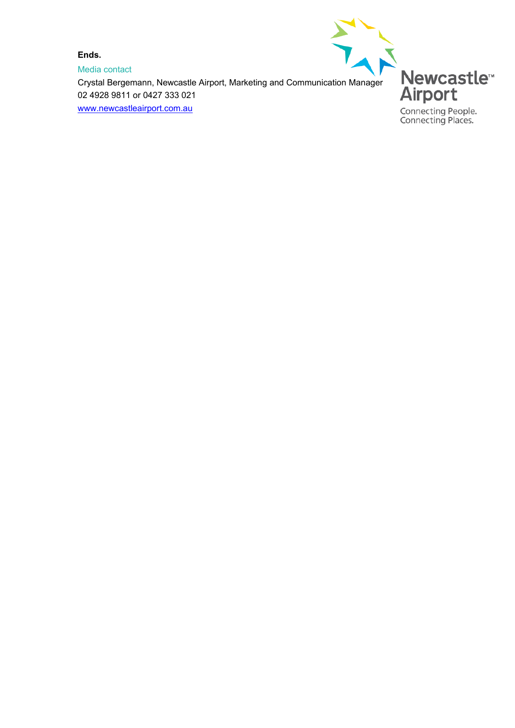**Ends.**

Media contact

Crystal Bergemann, Newcastle Airport, Marketing and Communication Manager
02 4928 9811 or 0427 333 021
www.newcastleairport.com.au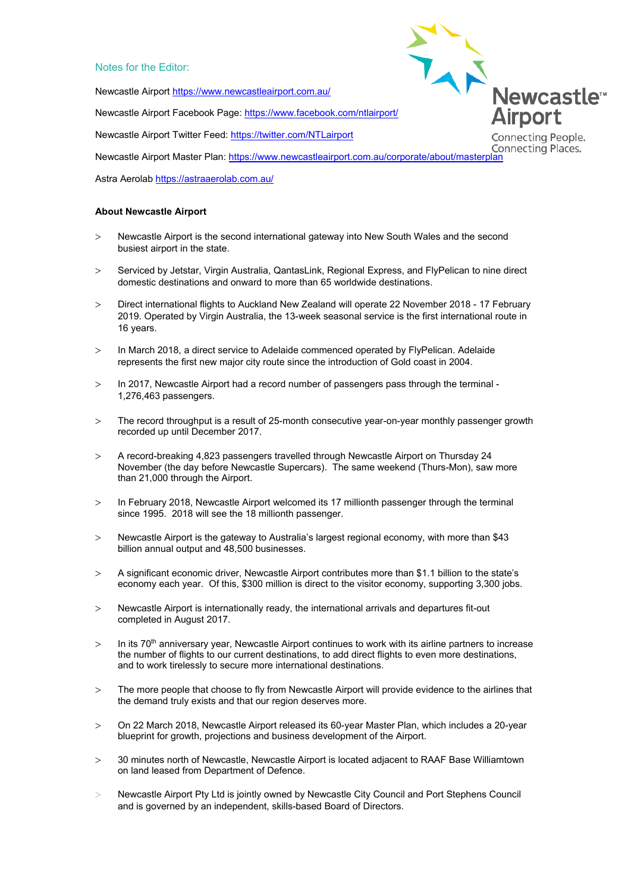Notes for the Editor:

Newcastle Airport https://www.newcastleairport.com.au/

Newcastle Airport Facebook Page: https://www.facebook.com/ntlairport/

Newcastle Airport Twitter Feed: https://twitter.com/NTLairport

Newcastle Airport Master Plan: https://www.newcastleairport.com.au/corporate/about/masterplan

Astra Aerolab https://astraaerolab.com.au/

**About Newcastle Airport**

- Newcastle Airport is the second international gateway into New South Wales and the second busiest airport in the state.
- Serviced by Jetstar, Virgin Australia, QantasLink, Regional Express, and FlyPelican to nine direct domestic destinations and onward to more than 65 worldwide destinations.
- Direct international flights to Auckland New Zealand will operate 22 November 2018 - 17 February 2019. Operated by Virgin Australia, the 13-week seasonal service is the first international route in 16 years.
- In March 2018, a direct service to Adelaide commenced operated by FlyPelican. Adelaide represents the first new major city route since the introduction of Gold coast in 2004.
- In 2017, Newcastle Airport had a record number of passengers pass through the terminal - 1,276,463 passengers.
- The record throughput is a result of 25-month consecutive year-on-year monthly passenger growth recorded up until December 2017.
- A record-breaking 4,823 passengers travelled through Newcastle Airport on Thursday 24 November (the day before Newcastle Supercars). The same weekend (Thurs-Mon), saw more than 21,000 through the Airport.
- In February 2018, Newcastle Airport welcomed its 17 millionth passenger through the terminal since 1995. 2018 will see the 18 millionth passenger.
- Newcastle Airport is the gateway to Australia's largest regional economy, with more than $43 billion annual output and 48,500 businesses.
- A significant economic driver, Newcastle Airport contributes more than $1.1 billion to the state's economy each year. Of this, $300 million is direct to the visitor economy, supporting 3,300 jobs.
- Newcastle Airport is internationally ready, the international arrivals and departures fit-out completed in August 2017.
- In its 70th anniversary year, Newcastle Airport continues to work with its airline partners to increase the number of flights to our current destinations, to add direct flights to even more destinations, and to work tirelessly to secure more international destinations.
- The more people that choose to fly from Newcastle Airport will provide evidence to the airlines that the demand truly exists and that our region deserves more.
- On 22 March 2018, Newcastle Airport released its 60-year Master Plan, which includes a 20-year blueprint for growth, projections and business development of the Airport.
- 30 minutes north of Newcastle, Newcastle Airport is located adjacent to RAAF Base Williamtown on land leased from Department of Defence.
- Newcastle Airport Pty Ltd is jointly owned by Newcastle City Council and Port Stephens Council and is governed by an independent, skills-based Board of Directors.